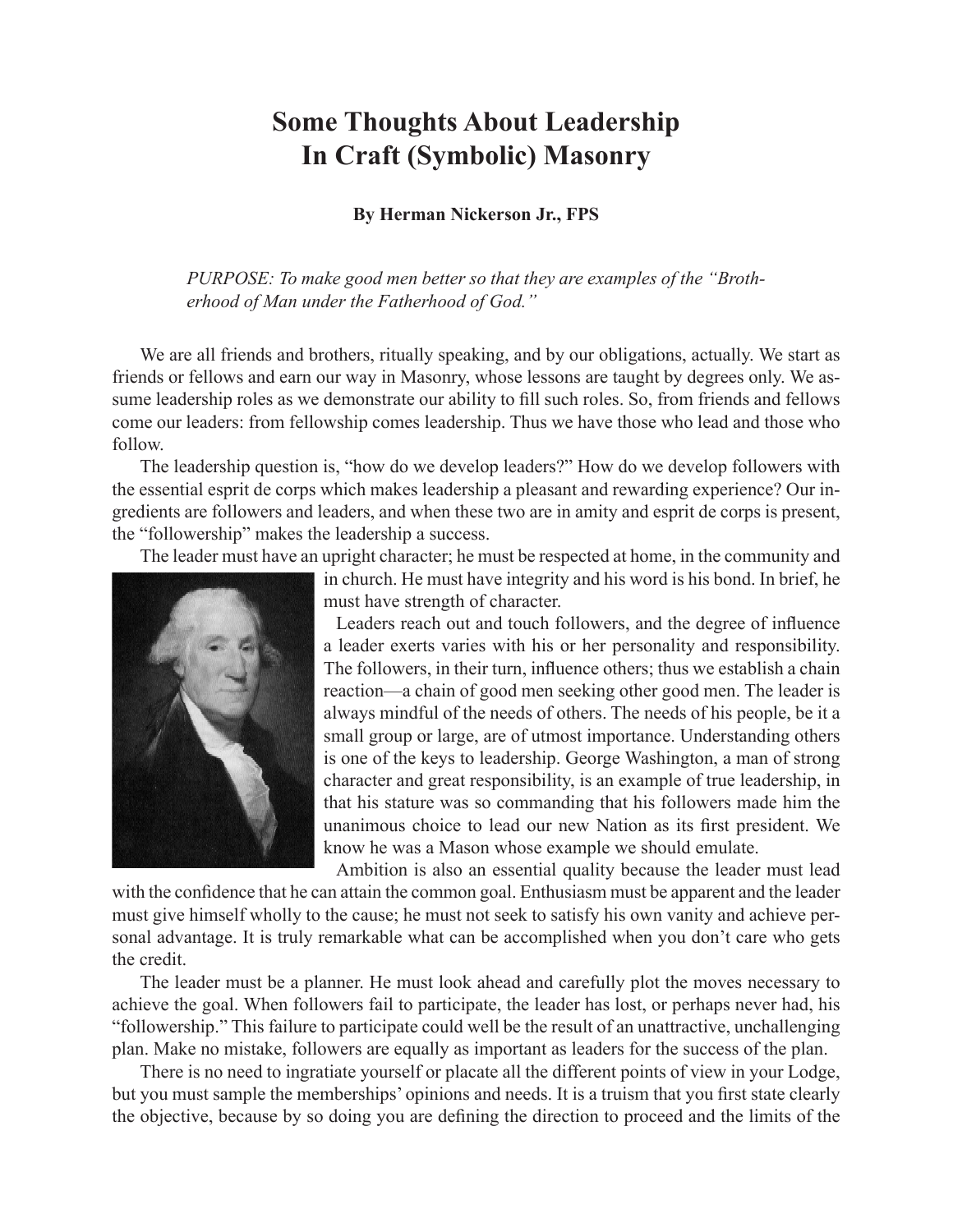# Some Thoughts About Leadership In Craft (Symbolic) Masonry

**By Herman Nickerson Jr., FPS**

*PURPOSE: To make good men better so that they are examples of the "Brotherhood of Man under the Fatherhood of God."*

We are all friends and brothers, ritually speaking, and by our obligations, actually. We start as friends or fellows and earn our way in Masonry, whose lessons are taught by degrees only. We assume leadership roles as we demonstrate our ability to fill such roles. So, from friends and fellows come our leaders: from fellowship comes leadership. Thus we have those who lead and those who follow.

The leadership question is, "how do we develop leaders?" How do we develop followers with the essential esprit de corps which makes leadership a pleasant and rewarding experience? Our ingredients are followers and leaders, and when these two are in amity and esprit de corps is present, the "followership" makes the leadership a success.

The leader must have an upright character; he must be respected at home, in the community and in church. He must have integrity and his word is his bond. In brief, he must have strength of character.

Leaders reach out and touch followers, and the degree of influence a leader exerts varies with his or her personality and responsibility. The followers, in their turn, influence others; thus we establish a chain reaction—a chain of good men seeking other good men. The leader is always mindful of the needs of others. The needs of his people, be it a small group or large, are of utmost importance. Understanding others is one of the keys to leadership. George Washington, a man of strong character and great responsibility, is an example of true leadership, in that his stature was so commanding that his followers made him the unanimous choice to lead our new Nation as its first president. We know he was a Mason whose example we should emulate.

Ambition is also an essential quality because the leader must lead with the confidence that he can attain the common goal. Enthusiasm must be apparent and the leader must give himself wholly to the cause; he must not seek to satisfy his own vanity and achieve personal advantage. It is truly remarkable what can be accomplished when you don't care who gets the credit.

The leader must be a planner. He must look ahead and carefully plot the moves necessary to achieve the goal. When followers fail to participate, the leader has lost, or perhaps never had, his "followership." This failure to participate could well be the result of an unattractive, unchallenging plan. Make no mistake, followers are equally as important as leaders for the success of the plan.

There is no need to ingratiate yourself or placate all the different points of view in your Lodge, but you must sample the memberships' opinions and needs. It is a truism that you first state clearly the objective, because by so doing you are defining the direction to proceed and the limits of the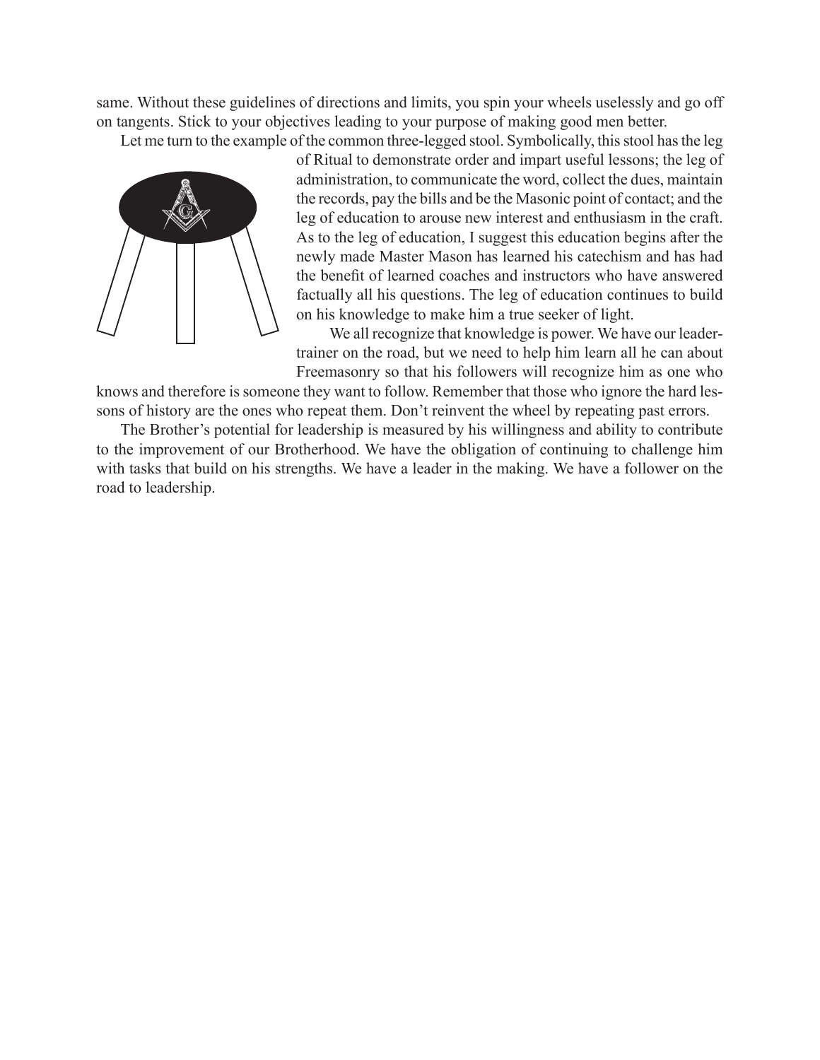same. Without these guidelines of directions and limits, you spin your wheels uselessly and go off on tangents. Stick to your objectives leading to your purpose of making good men better.

Let me turn to the example of the common three-legged stool. Symbolically, this stool has the leg of Ritual to demonstrate order and impart useful lessons; the leg of administration, to communicate the word, collect the dues, maintain the records, pay the bills and be the Masonic point of contact; and the leg of education to arouse new interest and enthusiasm in the craft. As to the leg of education, I suggest this education begins after the newly made Master Mason has learned his catechism and has had the benefit of learned coaches and instructors who have answered factually all his questions. The leg of education continues to build on his knowledge to make him a true seeker of light.

We all recognize that knowledge is power. We have our leader-trainer on the road, but we need to help him learn all he can about Freemasonry so that his followers will recognize him as one who knows and therefore is someone they want to follow. Remember that those who ignore the hard lessons of history are the ones who repeat them. Don't reinvent the wheel by repeating past errors.

The Brother's potential for leadership is measured by his willingness and ability to contribute to the improvement of our Brotherhood. We have the obligation of continuing to challenge him with tasks that build on his strengths. We have a leader in the making. We have a follower on the road to leadership.